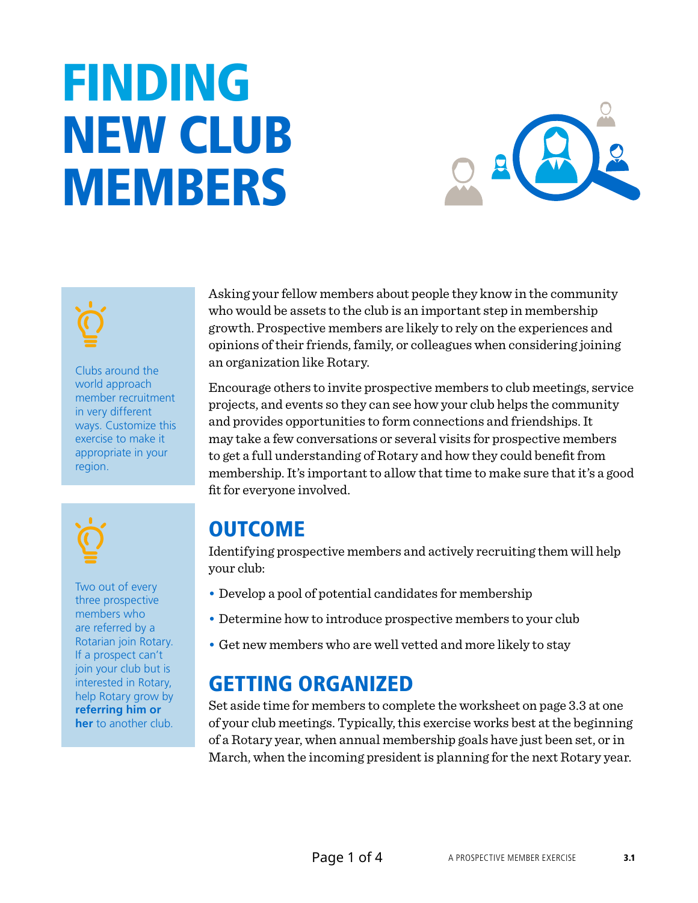# FINDING NEW CLUB MEMBERS

Clubs around the world approach member recruitment in very different ways. Customize this exercise to make it appropriate in your region.

Two out of every three prospective members who are referred by a Rotarian join Rotary. If a prospect can't join your club but is interested in Rotary, help Rotary grow by **referring him or her** to another club.

Asking your fellow members about people they know in the community who would be assets to the club is an important step in membership growth. Prospective members are likely to rely on the experiences and opinions of their friends, family, or colleagues when considering joining an organization like Rotary.

Encourage others to invite prospective members to club meetings, service projects, and events so they can see how your club helps the community and provides opportunities to form connections and friendships. It may take a few conversations or several visits for prospective members to get a full understanding of Rotary and how they could benefit from membership. It's important to allow that time to make sure that it's a good fit for everyone involved.

## OUTCOME

Identifying prospective members and actively recruiting them will help your club:

- Develop a pool of potential candidates for membership
- Determine how to introduce prospective members to your club
- Get new members who are well vetted and more likely to stay

## GETTING ORGANIZED

Set aside time for members to complete the worksheet on page 3.3 at one of your club meetings. Typically, this exercise works best at the beginning of a Rotary year, when annual membership goals have just been set, or in March, when the incoming president is planning for the next Rotary year.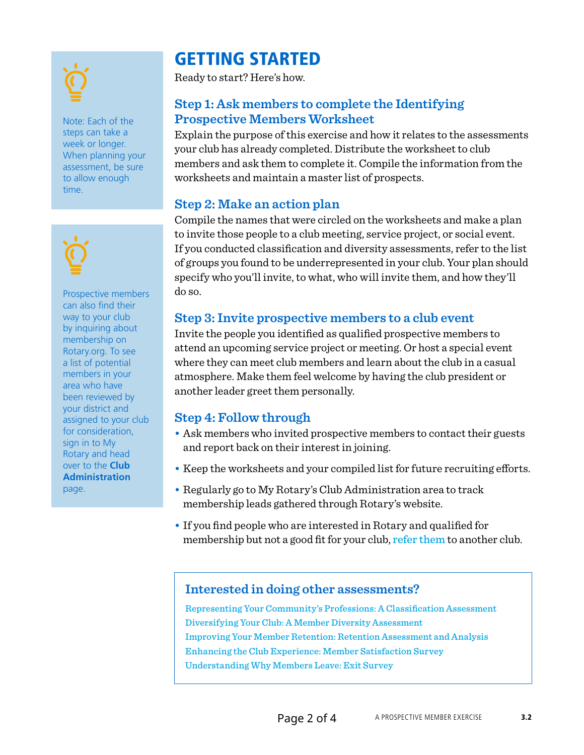Note: Each of the steps can take a week or longer. When planning your assessment, be sure to allow enough time.

Prospective members can also find their way to your club by inquiring about membership on Rotary.org. To see a list of potential members in your area who have been reviewed by your district and assigned to your club for consideration, sign in to My Rotary and head over to the **Club Administration** page.

# GETTING STARTED

Ready to start? Here's how.

## Step 1: Ask members to complete the Identifying Prospective Members Worksheet

Explain the purpose of this exercise and how it relates to the assessments your club has already completed. Distribute the worksheet to club members and ask them to complete it. Compile the information from the worksheets and maintain a master list of prospects.

## Step 2: Make an action plan

Compile the names that were circled on the worksheets and make a plan to invite those people to a club meeting, service project, or social event. If you conducted classification and diversity assessments, refer to the list of groups you found to be underrepresented in your club. Your plan should specify who you'll invite, to what, who will invite them, and how they'll do so.

## Step 3: Invite prospective members to a club event

Invite the people you identified as qualified prospective members to attend an upcoming service project or meeting. Or host a special event where they can meet club members and learn about the club in a casual atmosphere. Make them feel welcome by having the club president or another leader greet them personally.

## Step 4: Follow through

- Ask members who invited prospective members to contact their guests and report back on their interest in joining.
- Keep the worksheets and your compiled list for future recruiting efforts.
- Regularly go to My Rotary's Club Administration area to track membership leads gathered through Rotary's website.
- If you find people who are interested in Rotary and qualified for membership but not a good fit for your club, refer them to another club.

### Interested in doing other assessments?

Representing Your Community's Professions: A Classification Assessment
Diversifying Your Club: A Member Diversity Assessment
Improving Your Member Retention: Retention Assessment and Analysis
Enhancing the Club Experience: Member Satisfaction Survey
Understanding Why Members Leave: Exit Survey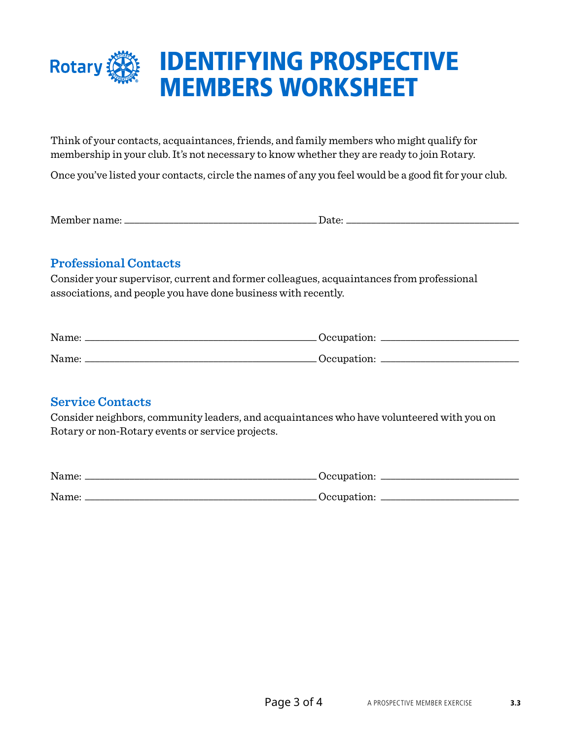# IDENTIFYING PROSPECTIVE MEMBERS WORKSHEET

Think of your contacts, acquaintances, friends, and family members who might qualify for membership in your club. It's not necessary to know whether they are ready to join Rotary.

Once you've listed your contacts, circle the names of any you feel would be a good fit for your club.

Member name: ______________________________ Date: ______________________________

## Professional Contacts

Consider your supervisor, current and former colleagues, acquaintances from professional associations, and people you have done business with recently.

Name: ______________________________ Occupation: ______________________________

Name: ______________________________ Occupation: ______________________________

## Service Contacts

Consider neighbors, community leaders, and acquaintances who have volunteered with you on Rotary or non-Rotary events or service projects.

Name: ______________________________ Occupation: ______________________________

Name: ______________________________ Occupation: ______________________________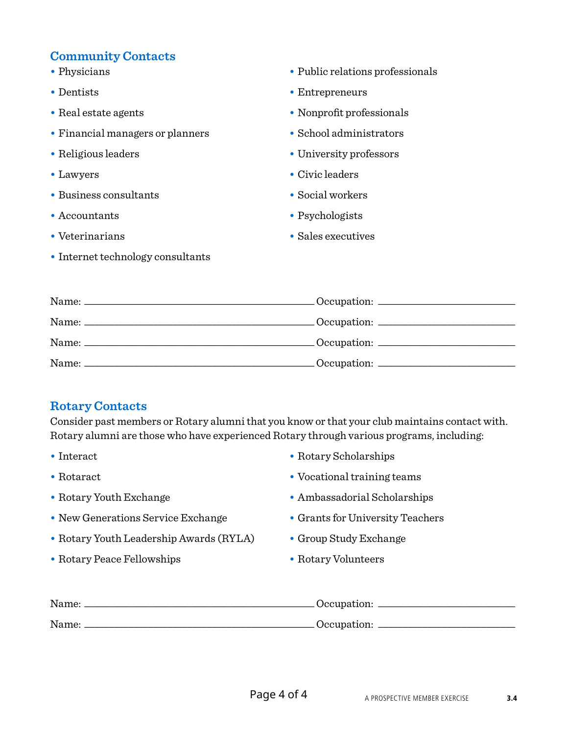## Community Contacts

- Physicians
- Dentists
- Real estate agents
- Financial managers or planners
- Religious leaders
- Lawyers
- Business consultants
- Accountants
- Veterinarians
- Internet technology consultants
- Public relations professionals
- Entrepreneurs
- Nonprofit professionals
- School administrators
- University professors
- Civic leaders
- Social workers
- Psychologists
- Sales executives

Name: ______________________________ Occupation: ____________________

Name: ______________________________ Occupation: ____________________

Name: ______________________________ Occupation: ____________________

Name: ______________________________ Occupation: ____________________

## Rotary Contacts

Consider past members or Rotary alumni that you know or that your club maintains contact with. Rotary alumni are those who have experienced Rotary through various programs, including:

- Interact
- Rotaract
- Rotary Youth Exchange
- New Generations Service Exchange
- Rotary Youth Leadership Awards (RYLA)
- Rotary Peace Fellowships
- Rotary Scholarships
- Vocational training teams
- Ambassadorial Scholarships
- Grants for University Teachers
- Group Study Exchange
- Rotary Volunteers

Name: ______________________________ Occupation: ____________________

Name: ______________________________ Occupation: ____________________